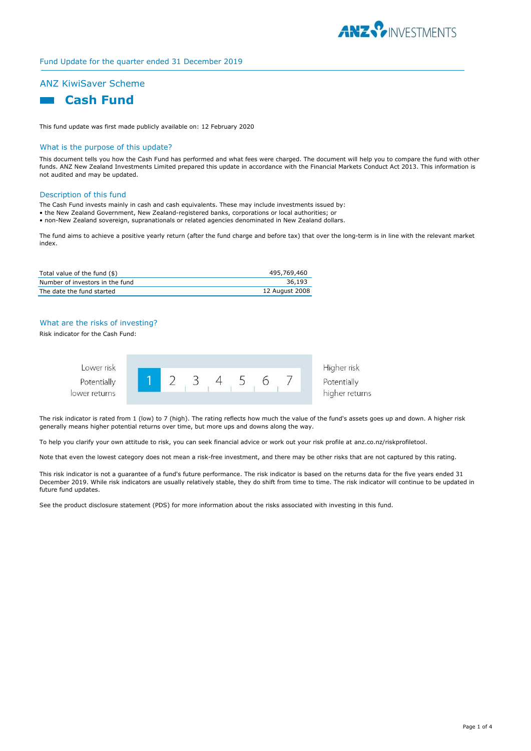Fund Update for the quarter ended 31 December 2019

## ANZ KiwiSaver Scheme

# Cash Fund

This fund update was first made publicly available on: 12 February 2020

## What is the purpose of this update?

This document tells you how the Cash Fund has performed and what fees were charged. The document will help you to compare the fund with other funds. ANZ New Zealand Investments Limited prepared this update in accordance with the Financial Markets Conduct Act 2013. This information is not audited and may be updated.

## Description of this fund

The Cash Fund invests mainly in cash and cash equivalents. These may include investments issued by:
- the New Zealand Government, New Zealand-registered banks, corporations or local authorities; or
- non-New Zealand sovereign, supranationals or related agencies denominated in New Zealand dollars.

The fund aims to achieve a positive yearly return (after the fund charge and before tax) that over the long-term is in line with the relevant market index.

| | |
|---|---|
| Total value of the fund ($) | 495,769,460 |
| Number of investors in the fund | 36,193 |
| The date the fund started | 12 August 2008 |

## What are the risks of investing?

Risk indicator for the Cash Fund:

| Lower risk<br>Potentially lower returns | **1** | 2 | 3 | 4 | 5 | 6 | 7 | Higher risk<br>Potentially higher returns |
|---|---|---|---|---|---|---|---|---|

The risk indicator is rated from 1 (low) to 7 (high). The rating reflects how much the value of the fund's assets goes up and down. A higher risk generally means higher potential returns over time, but more ups and downs along the way.

To help you clarify your own attitude to risk, you can seek financial advice or work out your risk profile at anz.co.nz/riskprofiletool.

Note that even the lowest category does not mean a risk-free investment, and there may be other risks that are not captured by this rating.

This risk indicator is not a guarantee of a fund's future performance. The risk indicator is based on the returns data for the five years ended 31 December 2019. While risk indicators are usually relatively stable, they do shift from time to time. The risk indicator will continue to be updated in future fund updates.

See the product disclosure statement (PDS) for more information about the risks associated with investing in this fund.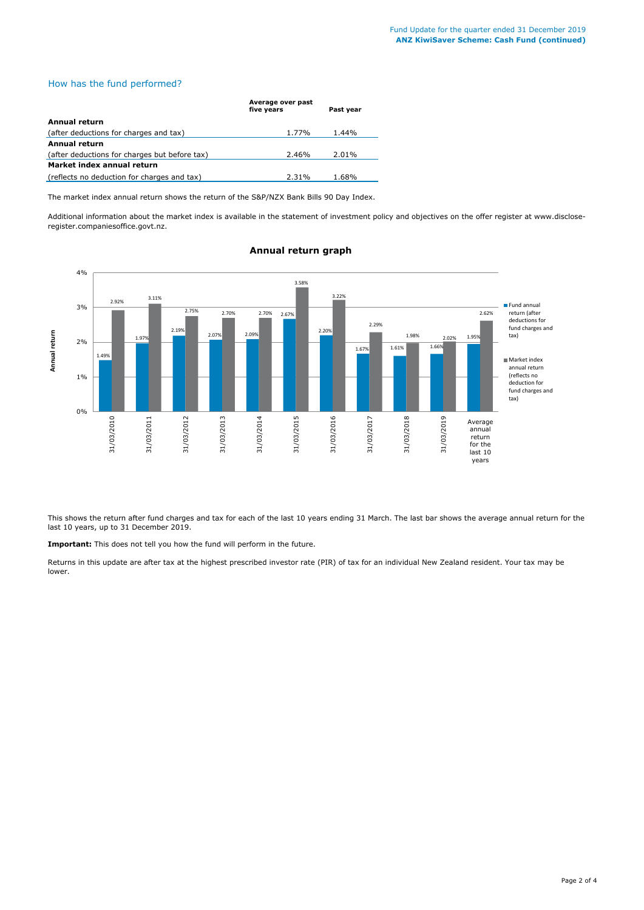## How has the fund performed?

| | Average over past five years | Past year |
|---|---|---|
| **Annual return** | | |
| (after deductions for charges and tax) | 1.77% | 1.44% |
| **Annual return** | | |
| (after deductions for charges but before tax) | 2.46% | 2.01% |
| **Market index annual return** | | |
| (reflects no deduction for charges and tax) | 2.31% | 1.68% |

The market index annual return shows the return of the S&P/NZX Bank Bills 90 Day Index.

Additional information about the market index is available in the statement of investment policy and objectives on the offer register at www.disclose-register.companiesoffice.govt.nz.

### Annual return graph

| | Fund annual return (after deductions for fund charges and tax) | Market index annual return (reflects no deduction for fund charges and tax) |
|---|---|---|
| 31/03/2010 | 1.49% | 2.92% |
| 31/03/2011 | 1.97% | 3.11% |
| 31/03/2012 | 2.19% | 2.75% |
| 31/03/2013 | 2.07% | 2.70% |
| 31/03/2014 | 2.09% | 2.70% |
| 31/03/2015 | 2.67% | 3.58% |
| 31/03/2016 | 2.20% | 3.22% |
| 31/03/2017 | 1.67% | 2.29% |
| 31/03/2018 | 1.61% | 1.98% |
| 31/03/2019 | 1.66% | 2.02% |
| Average annual return for the last 10 years | 1.95% | 2.62% |

This shows the return after fund charges and tax for each of the last 10 years ending 31 March. The last bar shows the average annual return for the last 10 years, up to 31 December 2019.

**Important:** This does not tell you how the fund will perform in the future.

Returns in this update are after tax at the highest prescribed investor rate (PIR) of tax for an individual New Zealand resident. Your tax may be lower.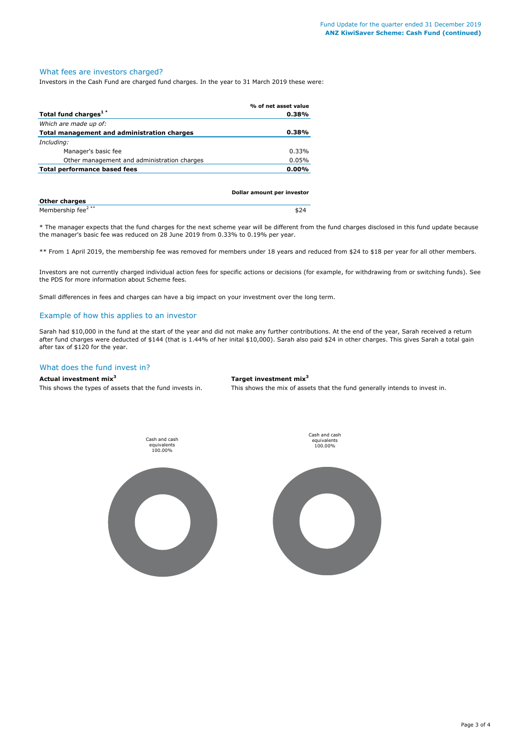## What fees are investors charged?

Investors in the Cash Fund are charged fund charges. In the year to 31 March 2019 these were:

| | % of net asset value |
|---|---|
| **Total fund charges[1] *** | **0.38%** |
| *Which are made up of:* | |
| **Total management and administration charges** | **0.38%** |
| *Including:* | |
| Manager's basic fee | 0.33% |
| Other management and administration charges | 0.05% |
| **Total performance based fees** | **0.00%** |

| **Other charges** | **Dollar amount per investor** |
|---|---|
| Membership fee[2] ** | $24 |

* The manager expects that the fund charges for the next scheme year will be different from the fund charges disclosed in this fund update because the manager's basic fee was reduced on 28 June 2019 from 0.33% to 0.19% per year.

** From 1 April 2019, the membership fee was removed for members under 18 years and reduced from $24 to $18 per year for all other members.

Investors are not currently charged individual action fees for specific actions or decisions (for example, for withdrawing from or switching funds). See the PDS for more information about Scheme fees.

Small differences in fees and charges can have a big impact on your investment over the long term.

## Example of how this applies to an investor

Sarah had $10,000 in the fund at the start of the year and did not make any further contributions. At the end of the year, Sarah received a return after fund charges were deducted of $144 (that is 1.44% of her inital $10,000). Sarah also paid $24 in other charges. This gives Sarah a total gain after tax of $120 for the year.

## What does the fund invest in?

**Actual investment mix[3]**

This shows the types of assets that the fund invests in.

Cash and cash equivalents 100.00%

**Target investment mix[3]**

This shows the mix of assets that the fund generally intends to invest in.

Cash and cash equivalents 100.00%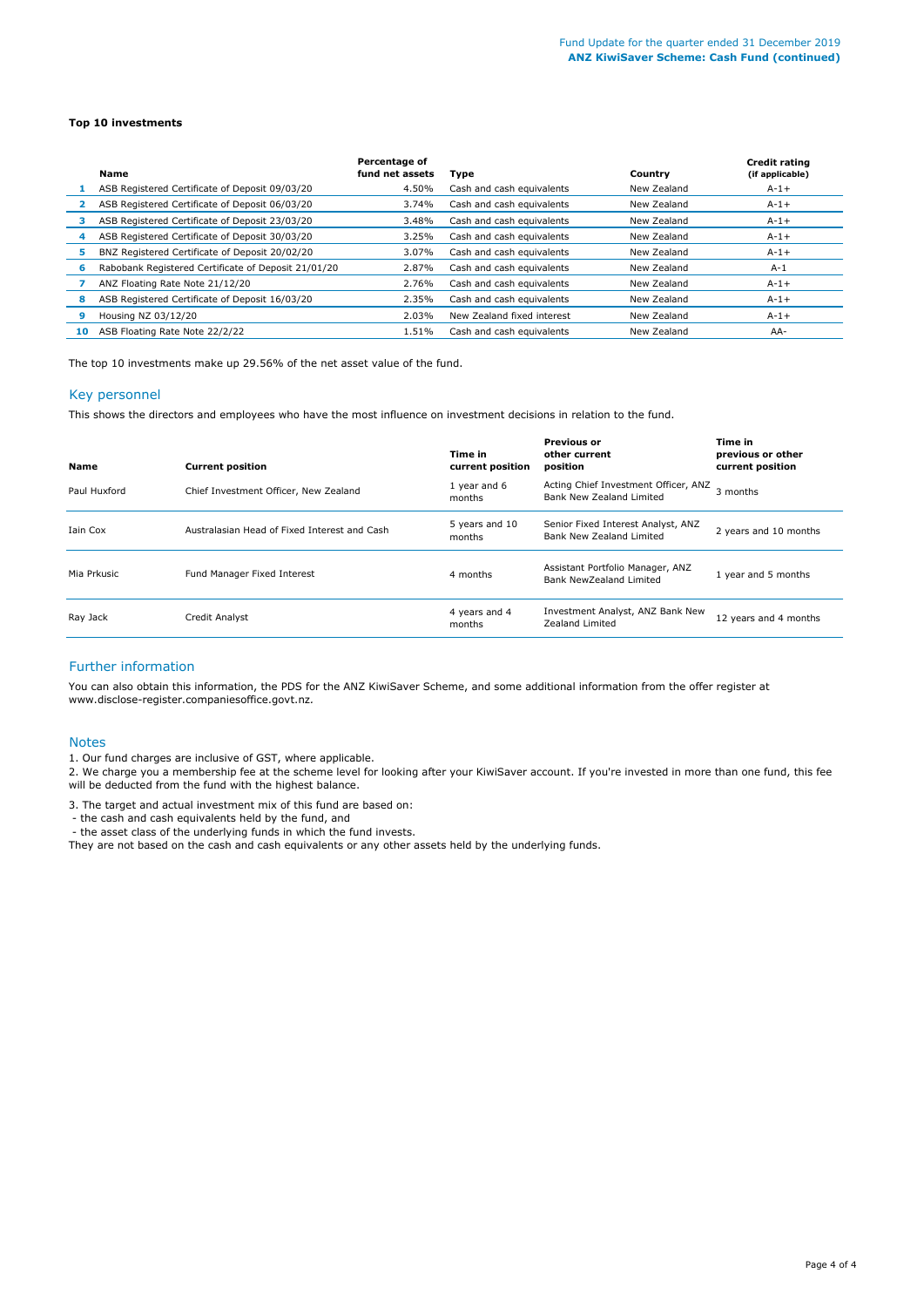### Top 10 investments

| | Name | Percentage of fund net assets | Type | Country | Credit rating (if applicable) |
|---|---|---|---|---|---|
| 1 | ASB Registered Certificate of Deposit 09/03/20 | 4.50% | Cash and cash equivalents | New Zealand | A-1+ |
| 2 | ASB Registered Certificate of Deposit 06/03/20 | 3.74% | Cash and cash equivalents | New Zealand | A-1+ |
| 3 | ASB Registered Certificate of Deposit 23/03/20 | 3.48% | Cash and cash equivalents | New Zealand | A-1+ |
| 4 | ASB Registered Certificate of Deposit 30/03/20 | 3.25% | Cash and cash equivalents | New Zealand | A-1+ |
| 5 | BNZ Registered Certificate of Deposit 20/02/20 | 3.07% | Cash and cash equivalents | New Zealand | A-1+ |
| 6 | Rabobank Registered Certificate of Deposit 21/01/20 | 2.87% | Cash and cash equivalents | New Zealand | A-1 |
| 7 | ANZ Floating Rate Note 21/12/20 | 2.76% | Cash and cash equivalents | New Zealand | A-1+ |
| 8 | ASB Registered Certificate of Deposit 16/03/20 | 2.35% | Cash and cash equivalents | New Zealand | A-1+ |
| 9 | Housing NZ 03/12/20 | 2.03% | New Zealand fixed interest | New Zealand | A-1+ |
| 10 | ASB Floating Rate Note 22/2/22 | 1.51% | Cash and cash equivalents | New Zealand | AA- |

The top 10 investments make up 29.56% of the net asset value of the fund.

## Key personnel

This shows the directors and employees who have the most influence on investment decisions in relation to the fund.

| Name | Current position | Time in current position | Previous or other current position | Time in previous or other current position |
|---|---|---|---|---|
| Paul Huxford | Chief Investment Officer, New Zealand | 1 year and 6 months | Acting Chief Investment Officer, ANZ Bank New Zealand Limited | 3 months |
| Iain Cox | Australasian Head of Fixed Interest and Cash | 5 years and 10 months | Senior Fixed Interest Analyst, ANZ Bank New Zealand Limited | 2 years and 10 months |
| Mia Prkusic | Fund Manager Fixed Interest | 4 months | Assistant Portfolio Manager, ANZ Bank NewZealand Limited | 1 year and 5 months |
| Ray Jack | Credit Analyst | 4 years and 4 months | Investment Analyst, ANZ Bank New Zealand Limited | 12 years and 4 months |

## Further information

You can also obtain this information, the PDS for the ANZ KiwiSaver Scheme, and some additional information from the offer register at www.disclose-register.companiesoffice.govt.nz.

## Notes

1. Our fund charges are inclusive of GST, where applicable.

2. We charge you a membership fee at the scheme level for looking after your KiwiSaver account. If you're invested in more than one fund, this fee will be deducted from the fund with the highest balance.

3. The target and actual investment mix of this fund are based on:
 - the cash and cash equivalents held by the fund, and
 - the asset class of the underlying funds in which the fund invests.

They are not based on the cash and cash equivalents or any other assets held by the underlying funds.